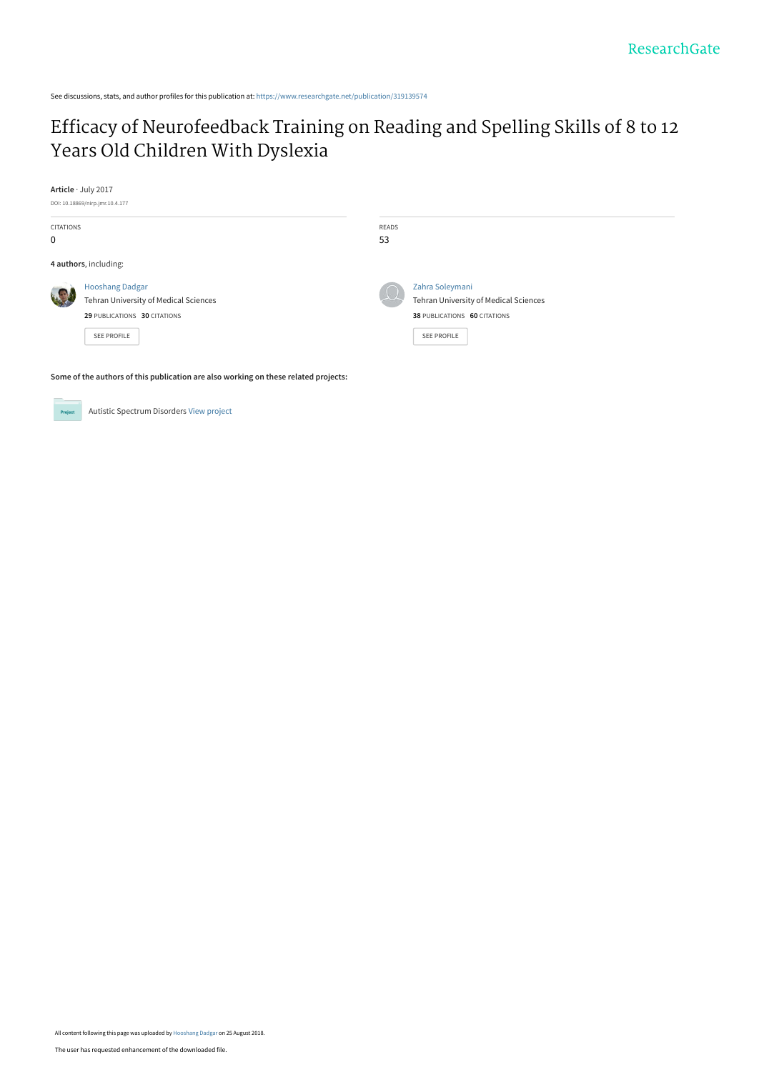See discussions, stats, and author profiles for this publication at: https://www.researchgate.net/publication/319139574

# Efficacy of Neurofeedback Training on Reading and Spelling Skills of 8 to 12 Years Old Children With Dyslexia

**Article** · July 2017

DOI: 10.18869/nirp.jmr.10.4.177

CITATIONS
0

READS
53

**4 authors**, including:

Hooshang Dadgar
Tehran University of Medical Sciences
**29** PUBLICATIONS **30** CITATIONS

SEE PROFILE

Zahra Soleymani
Tehran University of Medical Sciences
**38** PUBLICATIONS **60** CITATIONS

SEE PROFILE

**Some of the authors of this publication are also working on these related projects:**

Autistic Spectrum Disorders View project

All content following this page was uploaded by Hooshang Dadgar on 25 August 2018.

The user has requested enhancement of the downloaded file.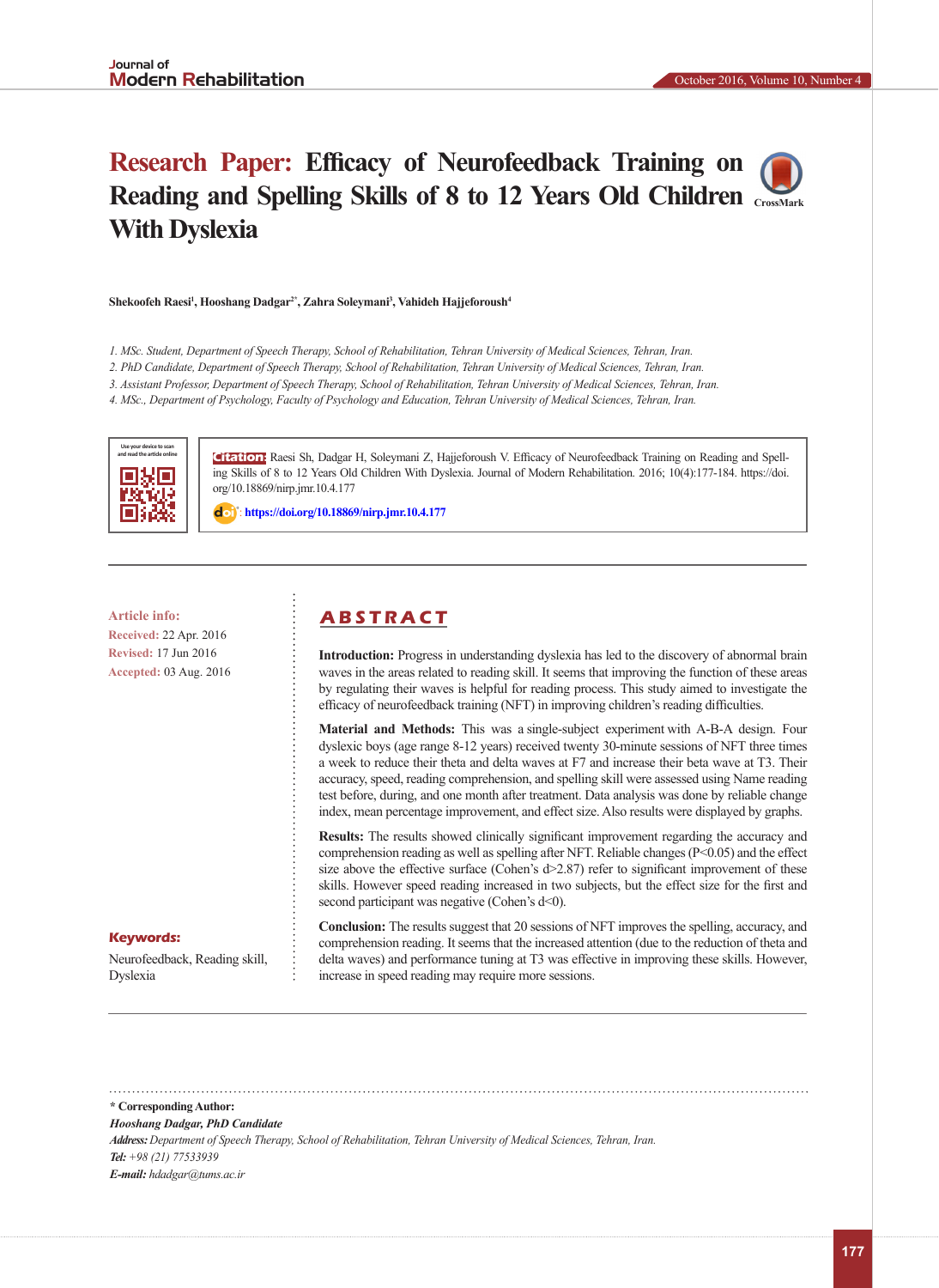# Research Paper: Efficacy of Neurofeedback Training on Reading and Spelling Skills of 8 to 12 Years Old Children With Dyslexia

Shekoofeh Raesi[1], Hooshang Dadgar[2*], Zahra Soleymani[3], Vahideh Hajjeforoush[4]

*1. MSc. Student, Department of Speech Therapy, School of Rehabilitation, Tehran University of Medical Sciences, Tehran, Iran.*
*2. PhD Candidate, Department of Speech Therapy, School of Rehabilitation, Tehran University of Medical Sciences, Tehran, Iran.*
*3. Assistant Professor, Department of Speech Therapy, School of Rehabilitation, Tehran University of Medical Sciences, Tehran, Iran.*
*4. MSc., Department of Psychology, Faculty of Psychology and Education, Tehran University of Medical Sciences, Tehran, Iran.*

Use your device to scan and read the article online

**Citation:** Raesi Sh, Dadgar H, Soleymani Z, Hajjeforoush V. Efficacy of Neurofeedback Training on Reading and Spelling Skills of 8 to 12 Years Old Children With Dyslexia. Journal of Modern Rehabilitation. 2016; 10(4):177-184. https://doi.org/10.18869/nirp.jmr.10.4.177

doi: https://doi.org/10.18869/nirp.jmr.10.4.177

**Article info:**
**Received:** 22 Apr. 2016
**Revised:** 17 Jun 2016
**Accepted:** 03 Aug. 2016

**Keywords:**
Neurofeedback, Reading skill, Dyslexia

## ABSTRACT

**Introduction:** Progress in understanding dyslexia has led to the discovery of abnormal brain waves in the areas related to reading skill. It seems that improving the function of these areas by regulating their waves is helpful for reading process. This study aimed to investigate the efficacy of neurofeedback training (NFT) in improving children's reading difficulties.

**Material and Methods:** This was a single-subject experiment with A-B-A design. Four dyslexic boys (age range 8-12 years) received twenty 30-minute sessions of NFT three times a week to reduce their theta and delta waves at F7 and increase their beta wave at T3. Their accuracy, speed, reading comprehension, and spelling skill were assessed using Name reading test before, during, and one month after treatment. Data analysis was done by reliable change index, mean percentage improvement, and effect size. Also results were displayed by graphs.

**Results:** The results showed clinically significant improvement regarding the accuracy and comprehension reading as well as spelling after NFT. Reliable changes ($P<0.05$) and the effect size above the effective surface (Cohen's $d>2.87$) refer to significant improvement of these skills. However speed reading increased in two subjects, but the effect size for the first and second participant was negative (Cohen's $d<0$).

**Conclusion:** The results suggest that 20 sessions of NFT improves the spelling, accuracy, and comprehension reading. It seems that the increased attention (due to the reduction of theta and delta waves) and performance tuning at T3 was effective in improving these skills. However, increase in speed reading may require more sessions.

**\* Corresponding Author:**
***Hooshang Dadgar, PhD Candidate***
***Address:*** *Department of Speech Therapy, School of Rehabilitation, Tehran University of Medical Sciences, Tehran, Iran.*
***Tel:*** *+98 (21) 77533939*
***E-mail:*** *hdadgar@tums.ac.ir*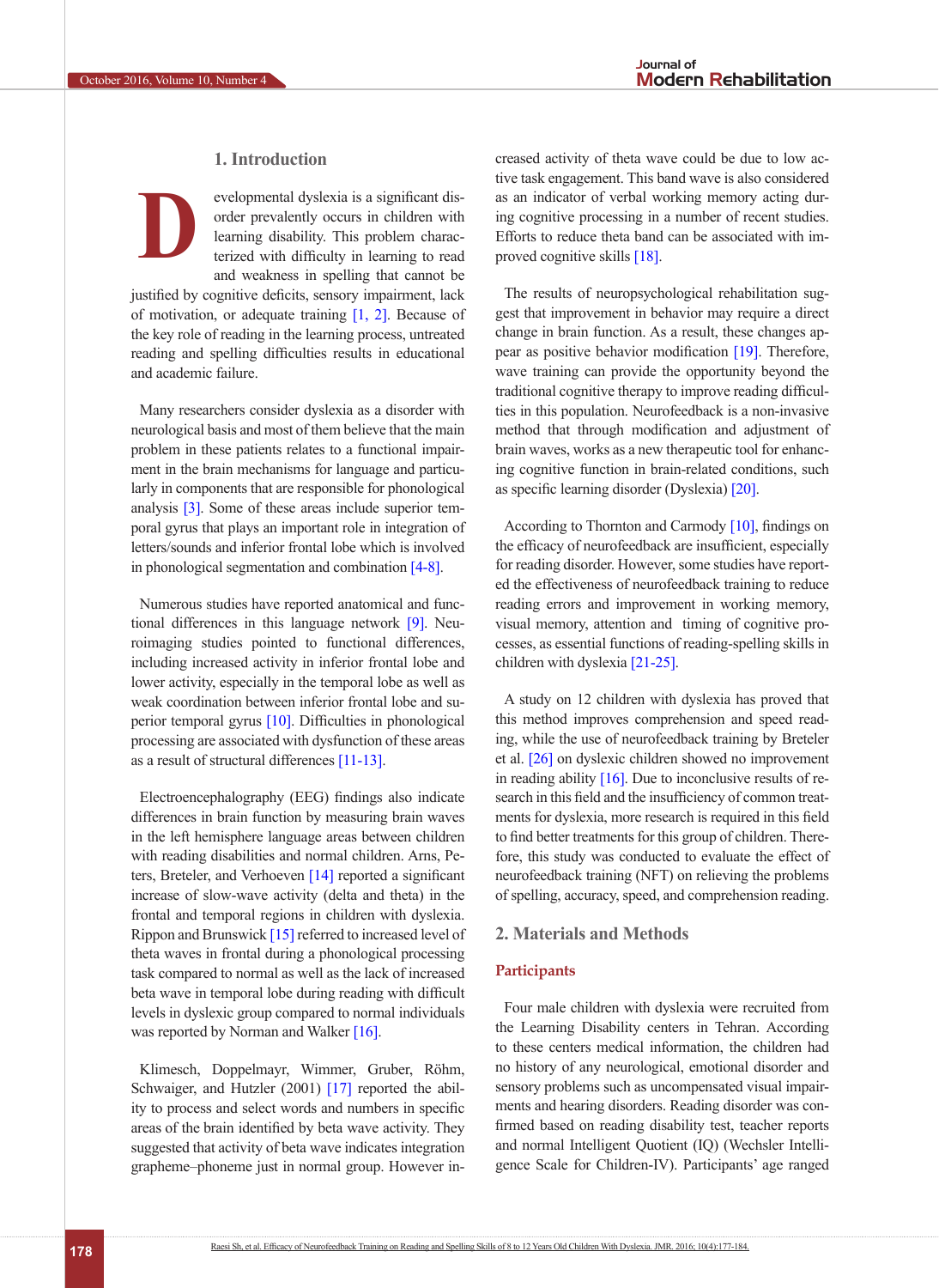## 1. Introduction

Developmental dyslexia is a significant disorder prevalently occurs in children with learning disability. This problem characterized with difficulty in learning to read and weakness in spelling that cannot be justified by cognitive deficits, sensory impairment, lack of motivation, or adequate training [1, 2]. Because of the key role of reading in the learning process, untreated reading and spelling difficulties results in educational and academic failure.

Many researchers consider dyslexia as a disorder with neurological basis and most of them believe that the main problem in these patients relates to a functional impairment in the brain mechanisms for language and particularly in components that are responsible for phonological analysis [3]. Some of these areas include superior temporal gyrus that plays an important role in integration of letters/sounds and inferior frontal lobe which is involved in phonological segmentation and combination [4-8].

Numerous studies have reported anatomical and functional differences in this language network [9]. Neuroimaging studies pointed to functional differences, including increased activity in inferior frontal lobe and lower activity, especially in the temporal lobe as well as weak coordination between inferior frontal lobe and superior temporal gyrus [10]. Difficulties in phonological processing are associated with dysfunction of these areas as a result of structural differences [11-13].

Electroencephalography (EEG) findings also indicate differences in brain function by measuring brain waves in the left hemisphere language areas between children with reading disabilities and normal children. Arns, Peters, Breteler, and Verhoeven [14] reported a significant increase of slow-wave activity (delta and theta) in the frontal and temporal regions in children with dyslexia. Rippon and Brunswick [15] referred to increased level of theta waves in frontal during a phonological processing task compared to normal as well as the lack of increased beta wave in temporal lobe during reading with difficult levels in dyslexic group compared to normal individuals was reported by Norman and Walker [16].

Klimesch, Doppelmayr, Wimmer, Gruber, Röhm, Schwaiger, and Hutzler (2001) [17] reported the ability to process and select words and numbers in specific areas of the brain identified by beta wave activity. They suggested that activity of beta wave indicates integration grapheme–phoneme just in normal group. However increased activity of theta wave could be due to low active task engagement. This band wave is also considered as an indicator of verbal working memory acting during cognitive processing in a number of recent studies. Efforts to reduce theta band can be associated with improved cognitive skills [18].

The results of neuropsychological rehabilitation suggest that improvement in behavior may require a direct change in brain function. As a result, these changes appear as positive behavior modification [19]. Therefore, wave training can provide the opportunity beyond the traditional cognitive therapy to improve reading difficulties in this population. Neurofeedback is a non-invasive method that through modification and adjustment of brain waves, works as a new therapeutic tool for enhancing cognitive function in brain-related conditions, such as specific learning disorder (Dyslexia) [20].

According to Thornton and Carmody [10], findings on the efficacy of neurofeedback are insufficient, especially for reading disorder. However, some studies have reported the effectiveness of neurofeedback training to reduce reading errors and improvement in working memory, visual memory, attention and timing of cognitive processes, as essential functions of reading-spelling skills in children with dyslexia [21-25].

A study on 12 children with dyslexia has proved that this method improves comprehension and speed reading, while the use of neurofeedback training by Breteler et al. [26] on dyslexic children showed no improvement in reading ability [16]. Due to inconclusive results of research in this field and the insufficiency of common treatments for dyslexia, more research is required in this field to find better treatments for this group of children. Therefore, this study was conducted to evaluate the effect of neurofeedback training (NFT) on relieving the problems of spelling, accuracy, speed, and comprehension reading.

## 2. Materials and Methods

### Participants

Four male children with dyslexia were recruited from the Learning Disability centers in Tehran. According to these centers medical information, the children had no history of any neurological, emotional disorder and sensory problems such as uncompensated visual impairments and hearing disorders. Reading disorder was confirmed based on reading disability test, teacher reports and normal Intelligent Quotient (IQ) (Wechsler Intelligence Scale for Children-IV). Participants' age ranged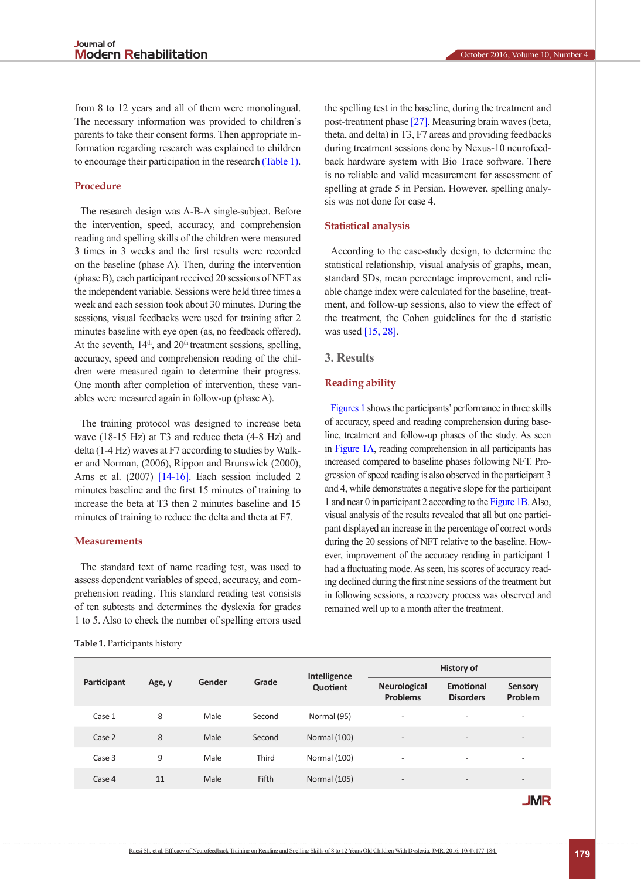from 8 to 12 years and all of them were monolingual. The necessary information was provided to children's parents to take their consent forms. Then appropriate information regarding research was explained to children to encourage their participation in the research (Table 1).

### Procedure

The research design was A-B-A single-subject. Before the intervention, speed, accuracy, and comprehension reading and spelling skills of the children were measured 3 times in 3 weeks and the first results were recorded on the baseline (phase A). Then, during the intervention (phase B), each participant received 20 sessions of NFT as the independent variable. Sessions were held three times a week and each session took about 30 minutes. During the sessions, visual feedbacks were used for training after 2 minutes baseline with eye open (as, no feedback offered). At the seventh, 14th, and 20th treatment sessions, spelling, accuracy, speed and comprehension reading of the children were measured again to determine their progress. One month after completion of intervention, these variables were measured again in follow-up (phase A).

The training protocol was designed to increase beta wave (18-15 Hz) at T3 and reduce theta (4-8 Hz) and delta (1-4 Hz) waves at F7 according to studies by Walker and Norman, (2006), Rippon and Brunswick (2000), Arns et al. (2007) [14-16]. Each session included 2 minutes baseline and the first 15 minutes of training to increase the beta at T3 then 2 minutes baseline and 15 minutes of training to reduce the delta and theta at F7.

### Measurements

The standard text of name reading test, was used to assess dependent variables of speed, accuracy, and comprehension reading. This standard reading test consists of ten subtests and determines the dyslexia for grades 1 to 5. Also to check the number of spelling errors used the spelling test in the baseline, during the treatment and post-treatment phase [27]. Measuring brain waves (beta, theta, and delta) in T3, F7 areas and providing feedbacks during treatment sessions done by Nexus-10 neurofeedback hardware system with Bio Trace software. There is no reliable and valid measurement for assessment of spelling at grade 5 in Persian. However, spelling analysis was not done for case 4.

### Statistical analysis

According to the case-study design, to determine the statistical relationship, visual analysis of graphs, mean, standard SDs, mean percentage improvement, and reliable change index were calculated for the baseline, treatment, and follow-up sessions, also to view the effect of the treatment, the Cohen guidelines for the d statistic was used [15, 28].

## 3. Results

### Reading ability

Figures 1 shows the participants' performance in three skills of accuracy, speed and reading comprehension during baseline, treatment and follow-up phases of the study. As seen in Figure 1A, reading comprehension in all participants has increased compared to baseline phases following NFT. Progression of speed reading is also observed in the participant 3 and 4, while demonstrates a negative slope for the participant 1 and near 0 in participant 2 according to the Figure 1B. Also, visual analysis of the results revealed that all but one participant displayed an increase in the percentage of correct words during the 20 sessions of NFT relative to the baseline. However, improvement of the accuracy reading in participant 1 had a fluctuating mode. As seen, his scores of accuracy reading declined during the first nine sessions of the treatment but in following sessions, a recovery process was observed and remained well up to a month after the treatment.

**Table 1.** Participants history

| Participant | Age, y | Gender | Grade | Intelligence Quotient | History of | | |
|---|---|---|---|---|---|---|---|
| | | | | | Neurological Problems | Emotional Disorders | Sensory Problem |
| Case 1 | 8 | Male | Second | Normal (95) | - | - | - |
| Case 2 | 8 | Male | Second | Normal (100) | - | - | - |
| Case 3 | 9 | Male | Third | Normal (100) | - | - | - |
| Case 4 | 11 | Male | Fifth | Normal (105) | - | - | - |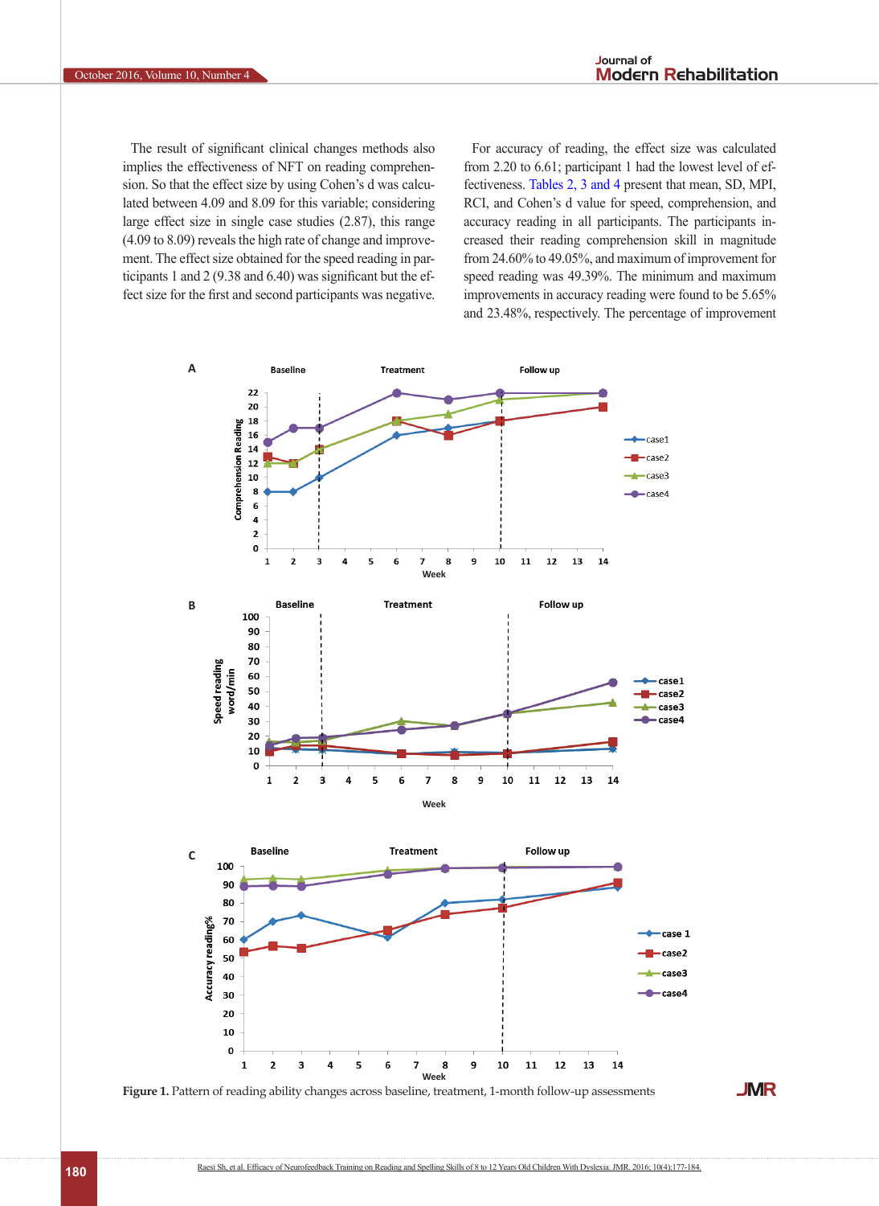The result of significant clinical changes methods also implies the effectiveness of NFT on reading comprehension. So that the effect size by using Cohen's d was calculated between 4.09 and 8.09 for this variable; considering large effect size in single case studies (2.87), this range (4.09 to 8.09) reveals the high rate of change and improvement. The effect size obtained for the speed reading in participants 1 and 2 (9.38 and 6.40) was significant but the effect size for the first and second participants was negative.

For accuracy of reading, the effect size was calculated from 2.20 to 6.61; participant 1 had the lowest level of effectiveness. Tables 2, 3 and 4 present that mean, SD, MPI, RCI, and Cohen's d value for speed, comprehension, and accuracy reading in all participants. The participants increased their reading comprehension skill in magnitude from 24.60% to 49.05%, and maximum of improvement for speed reading was 49.39%. The minimum and maximum improvements in accuracy reading were found to be 5.65% and 23.48%, respectively. The percentage of improvement

**Figure 1.** Pattern of reading ability changes across baseline, treatment, 1-month follow-up assessments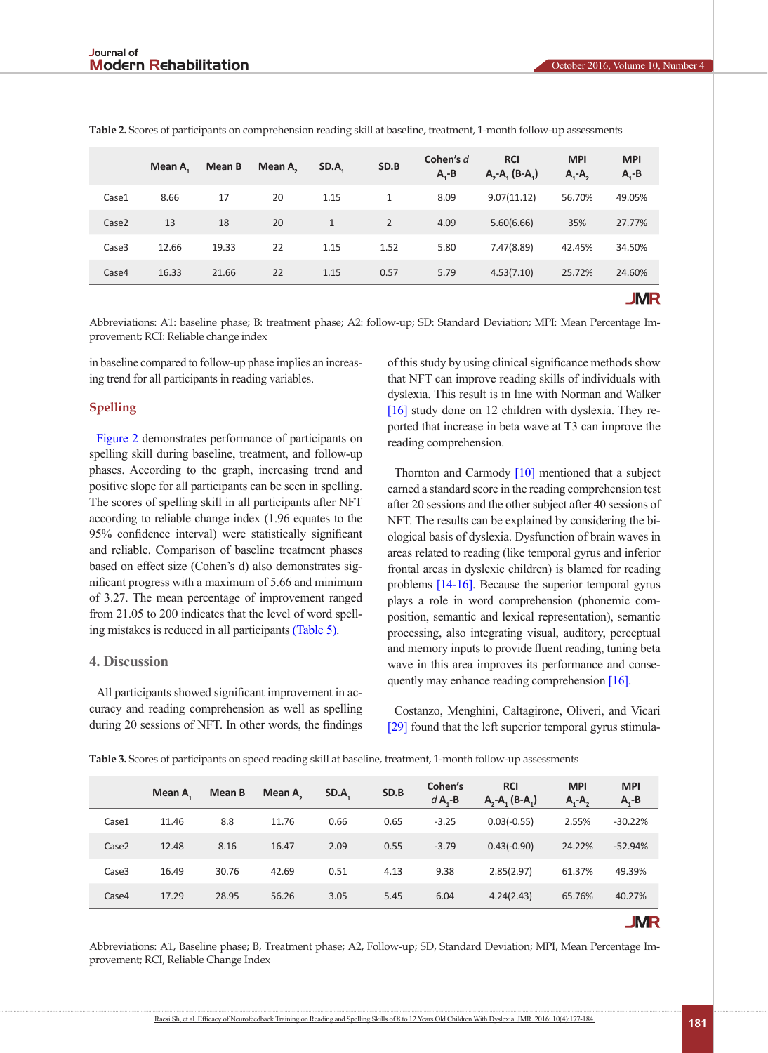**Table 2.** Scores of participants on comprehension reading skill at baseline, treatment, 1-month follow-up assessments

| | Mean $A_1$ | Mean B | Mean $A_2$ | $SD.A_1$ | SD.B | Cohen's *d* $A_1$-B | RCI $A_2$-$A_1$ (B-$A_1$) | MPI $A_1$-$A_2$ | MPI $A_1$-B |
|---|---|---|---|---|---|---|---|---|---|
| Case1 | 8.66 | 17 | 20 | 1.15 | 1 | 8.09 | 9.07(11.12) | 56.70% | 49.05% |
| Case2 | 13 | 18 | 20 | 1 | 2 | 4.09 | 5.60(6.66) | 35% | 27.77% |
| Case3 | 12.66 | 19.33 | 22 | 1.15 | 1.52 | 5.80 | 7.47(8.89) | 42.45% | 34.50% |
| Case4 | 16.33 | 21.66 | 22 | 1.15 | 0.57 | 5.79 | 4.53(7.10) | 25.72% | 24.60% |

Abbreviations: A1: baseline phase; B: treatment phase; A2: follow-up; SD: Standard Deviation; MPI: Mean Percentage Improvement; RCI: Reliable change index

in baseline compared to follow-up phase implies an increasing trend for all participants in reading variables.

### Spelling

Figure 2 demonstrates performance of participants on spelling skill during baseline, treatment, and follow-up phases. According to the graph, increasing trend and positive slope for all participants can be seen in spelling. The scores of spelling skill in all participants after NFT according to reliable change index (1.96 equates to the 95% confidence interval) were statistically significant and reliable. Comparison of baseline treatment phases based on effect size (Cohen's d) also demonstrates significant progress with a maximum of 5.66 and minimum of 3.27. The mean percentage of improvement ranged from 21.05 to 200 indicates that the level of word spelling mistakes is reduced in all participants (Table 5).

## 4. Discussion

All participants showed significant improvement in accuracy and reading comprehension as well as spelling during 20 sessions of NFT. In other words, the findings of this study by using clinical significance methods show that NFT can improve reading skills of individuals with dyslexia. This result is in line with Norman and Walker [16] study done on 12 children with dyslexia. They reported that increase in beta wave at T3 can improve the reading comprehension.

Thornton and Carmody [10] mentioned that a subject earned a standard score in the reading comprehension test after 20 sessions and the other subject after 40 sessions of NFT. The results can be explained by considering the biological basis of dyslexia. Dysfunction of brain waves in areas related to reading (like temporal gyrus and inferior frontal areas in dyslexic children) is blamed for reading problems [14-16]. Because the superior temporal gyrus plays a role in word comprehension (phonemic composition, semantic and lexical representation), semantic processing, also integrating visual, auditory, perceptual and memory inputs to provide fluent reading, tuning beta wave in this area improves its performance and consequently may enhance reading comprehension [16].

Costanzo, Menghini, Caltagirone, Oliveri, and Vicari [29] found that the left superior temporal gyrus stimula-

**Table 3.** Scores of participants on speed reading skill at baseline, treatment, 1-month follow-up assessments

| | Mean $A_1$ | Mean B | Mean $A_2$ | $SD.A_1$ | SD.B | Cohen's *d* $A_1$-B | RCI $A_2$-$A_1$ (B-$A_1$) | MPI $A_1$-$A_2$ | MPI $A_1$-B |
|---|---|---|---|---|---|---|---|---|---|
| Case1 | 11.46 | 8.8 | 11.76 | 0.66 | 0.65 | -3.25 | 0.03(-0.55) | 2.55% | -30.22% |
| Case2 | 12.48 | 8.16 | 16.47 | 2.09 | 0.55 | -3.79 | 0.43(-0.90) | 24.22% | -52.94% |
| Case3 | 16.49 | 30.76 | 42.69 | 0.51 | 4.13 | 9.38 | 2.85(2.97) | 61.37% | 49.39% |
| Case4 | 17.29 | 28.95 | 56.26 | 3.05 | 5.45 | 6.04 | 4.24(2.43) | 65.76% | 40.27% |

Abbreviations: A1, Baseline phase; B, Treatment phase; A2, Follow-up; SD, Standard Deviation; MPI, Mean Percentage Improvement; RCI, Reliable Change Index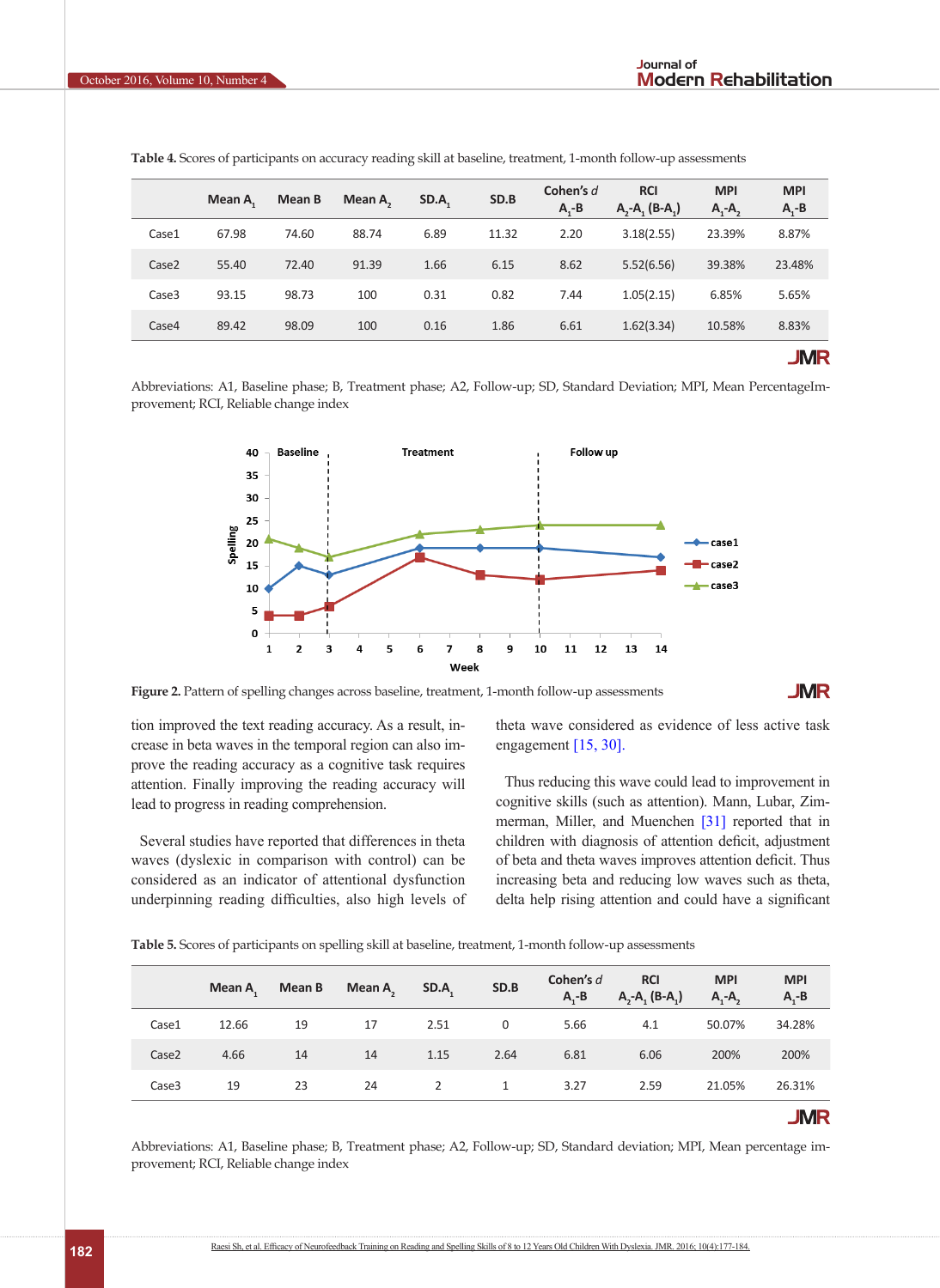**Table 4.** Scores of participants on accuracy reading skill at baseline, treatment, 1-month follow-up assessments

| | Mean $A_1$ | Mean B | Mean $A_2$ | SD.$A_1$ | SD.B | Cohen's *d* $A_1$-B | RCI $A_2$-$A_1$ (B-$A_1$) | MPI $A_1$-$A_2$ | MPI $A_1$-B |
|---|---|---|---|---|---|---|---|---|---|
| Case1 | 67.98 | 74.60 | 88.74 | 6.89 | 11.32 | 2.20 | 3.18(2.55) | 23.39% | 8.87% |
| Case2 | 55.40 | 72.40 | 91.39 | 1.66 | 6.15 | 8.62 | 5.52(6.56) | 39.38% | 23.48% |
| Case3 | 93.15 | 98.73 | 100 | 0.31 | 0.82 | 7.44 | 1.05(2.15) | 6.85% | 5.65% |
| Case4 | 89.42 | 98.09 | 100 | 0.16 | 1.86 | 6.61 | 1.62(3.34) | 10.58% | 8.83% |

Abbreviations: A1, Baseline phase; B, Treatment phase; A2, Follow-up; SD, Standard Deviation; MPI, Mean PercentageImprovement; RCI, Reliable change index

**Figure 2.** Pattern of spelling changes across baseline, treatment, 1-month follow-up assessments

tion improved the text reading accuracy. As a result, increase in beta waves in the temporal region can also improve the reading accuracy as a cognitive task requires attention. Finally improving the reading accuracy will lead to progress in reading comprehension.

Several studies have reported that differences in theta waves (dyslexic in comparison with control) can be considered as an indicator of attentional dysfunction underpinning reading difficulties, also high levels of theta wave considered as evidence of less active task engagement [15, 30].

Thus reducing this wave could lead to improvement in cognitive skills (such as attention). Mann, Lubar, Zimmerman, Miller, and Muenchen [31] reported that in children with diagnosis of attention deficit, adjustment of beta and theta waves improves attention deficit. Thus increasing beta and reducing low waves such as theta, delta help rising attention and could have a significant

**Table 5.** Scores of participants on spelling skill at baseline, treatment, 1-month follow-up assessments

| | Mean $A_1$ | Mean B | Mean $A_2$ | SD.$A_1$ | SD.B | Cohen's *d* $A_1$-B | RCI $A_2$-$A_1$ (B-$A_1$) | MPI $A_1$-$A_2$ | MPI $A_1$-B |
|---|---|---|---|---|---|---|---|---|---|
| Case1 | 12.66 | 19 | 17 | 2.51 | 0 | 5.66 | 4.1 | 50.07% | 34.28% |
| Case2 | 4.66 | 14 | 14 | 1.15 | 2.64 | 6.81 | 6.06 | 200% | 200% |
| Case3 | 19 | 23 | 24 | 2 | 1 | 3.27 | 2.59 | 21.05% | 26.31% |

Abbreviations: A1, Baseline phase; B, Treatment phase; A2, Follow-up; SD, Standard deviation; MPI, Mean percentage improvement; RCI, Reliable change index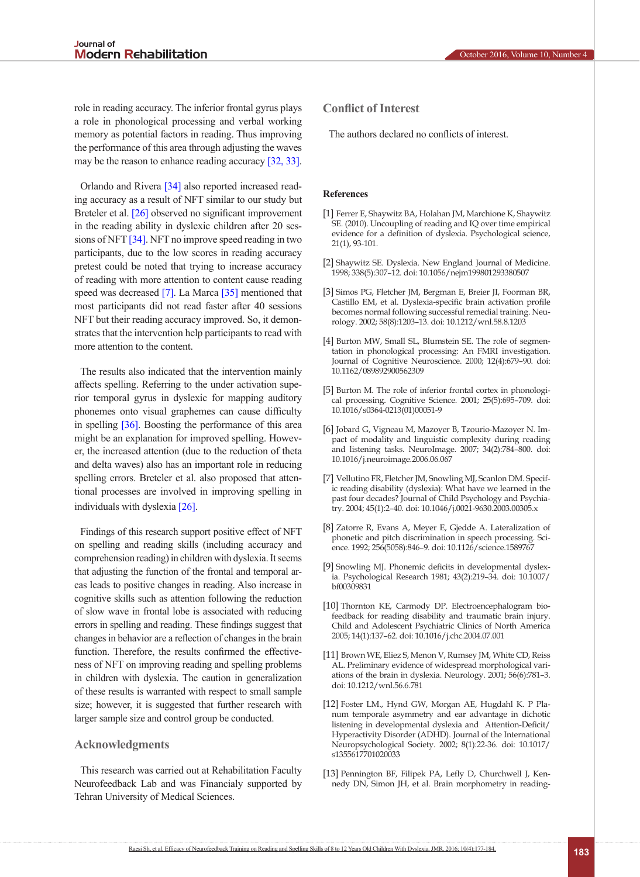role in reading accuracy. The inferior frontal gyrus plays a role in phonological processing and verbal working memory as potential factors in reading. Thus improving the performance of this area through adjusting the waves may be the reason to enhance reading accuracy [32, 33].

Orlando and Rivera [34] also reported increased reading accuracy as a result of NFT similar to our study but Breteler et al. [26] observed no significant improvement in the reading ability in dyslexic children after 20 sessions of NFT [34]. NFT no improve speed reading in two participants, due to the low scores in reading accuracy pretest could be noted that trying to increase accuracy of reading with more attention to content cause reading speed was decreased [7]. La Marca [35] mentioned that most participants did not read faster after 40 sessions NFT but their reading accuracy improved. So, it demonstrates that the intervention help participants to read with more attention to the content.

The results also indicated that the intervention mainly affects spelling. Referring to the under activation superior temporal gyrus in dyslexic for mapping auditory phonemes onto visual graphemes can cause difficulty in spelling [36]. Boosting the performance of this area might be an explanation for improved spelling. However, the increased attention (due to the reduction of theta and delta waves) also has an important role in reducing spelling errors. Breteler et al. also proposed that attentional processes are involved in improving spelling in individuals with dyslexia [26].

Findings of this research support positive effect of NFT on spelling and reading skills (including accuracy and comprehension reading) in children with dyslexia. It seems that adjusting the function of the frontal and temporal areas leads to positive changes in reading. Also increase in cognitive skills such as attention following the reduction of slow wave in frontal lobe is associated with reducing errors in spelling and reading. These findings suggest that changes in behavior are a reflection of changes in the brain function. Therefore, the results confirmed the effectiveness of NFT on improving reading and spelling problems in children with dyslexia. The caution in generalization of these results is warranted with respect to small sample size; however, it is suggested that further research with larger sample size and control group be conducted.

## Acknowledgments

This research was carried out at Rehabilitation Faculty Neurofeedback Lab and was Financialy supported by Tehran University of Medical Sciences.

## Conflict of Interest

The authors declared no conflicts of interest.

## References

[1] Ferrer E, Shaywitz BA, Holahan JM, Marchione K, Shaywitz SE. (2010). Uncoupling of reading and IQ over time empirical evidence for a definition of dyslexia. Psychological science, 21(1), 93-101.

[2] Shaywitz SE. Dyslexia. New England Journal of Medicine. 1998; 338(5):307–12. doi: 10.1056/nejm199801293380507

[3] Simos PG, Fletcher JM, Bergman E, Breier JI, Foorman BR, Castillo EM, et al. Dyslexia-specific brain activation profile becomes normal following successful remedial training. Neurology. 2002; 58(8):1203–13. doi: 10.1212/wnl.58.8.1203

[4] Burton MW, Small SL, Blumstein SE. The role of segmentation in phonological processing: An FMRI investigation. Journal of Cognitive Neuroscience. 2000; 12(4):679–90. doi: 10.1162/089892900562309

[5] Burton M. The role of inferior frontal cortex in phonological processing. Cognitive Science. 2001; 25(5):695–709. doi: 10.1016/s0364-0213(01)00051-9

[6] Jobard G, Vigneau M, Mazoyer B, Tzourio-Mazoyer N. Impact of modality and linguistic complexity during reading and listening tasks. NeuroImage. 2007; 34(2):784–800. doi: 10.1016/j.neuroimage.2006.06.067

[7] Vellutino FR, Fletcher JM, Snowling MJ, Scanlon DM. Specific reading disability (dyslexia): What have we learned in the past four decades? Journal of Child Psychology and Psychiatry. 2004; 45(1):2–40. doi: 10.1046/j.0021-9630.2003.00305.x

[8] Zatorre R, Evans A, Meyer E, Gjedde A. Lateralization of phonetic and pitch discrimination in speech processing. Science. 1992; 256(5058):846–9. doi: 10.1126/science.1589767

[9] Snowling MJ. Phonemic deficits in developmental dyslexia. Psychological Research 1981; 43(2):219–34. doi: 10.1007/bf00309831

[10] Thornton KE, Carmody DP. Electroencephalogram biofeedback for reading disability and traumatic brain injury. Child and Adolescent Psychiatric Clinics of North America 2005; 14(1):137–62. doi: 10.1016/j.chc.2004.07.001

[11] Brown WE, Eliez S, Menon V, Rumsey JM, White CD, Reiss AL. Preliminary evidence of widespread morphological variations of the brain in dyslexia. Neurology. 2001; 56(6):781–3. doi: 10.1212/wnl.56.6.781

[12] Foster LM., Hynd GW, Morgan AE, Hugdahl K. P Planum temporale asymmetry and ear advantage in dichotic listening in developmental dyslexia and Attention-Deficit/Hyperactivity Disorder (ADHD). Journal of the International Neuropsychological Society. 2002; 8(1):22-36. doi: 10.1017/s1355617701020033

[13] Pennington BF, Filipek PA, Lefly D, Churchwell J, Kennedy DN, Simon JH, et al. Brain morphometry in reading-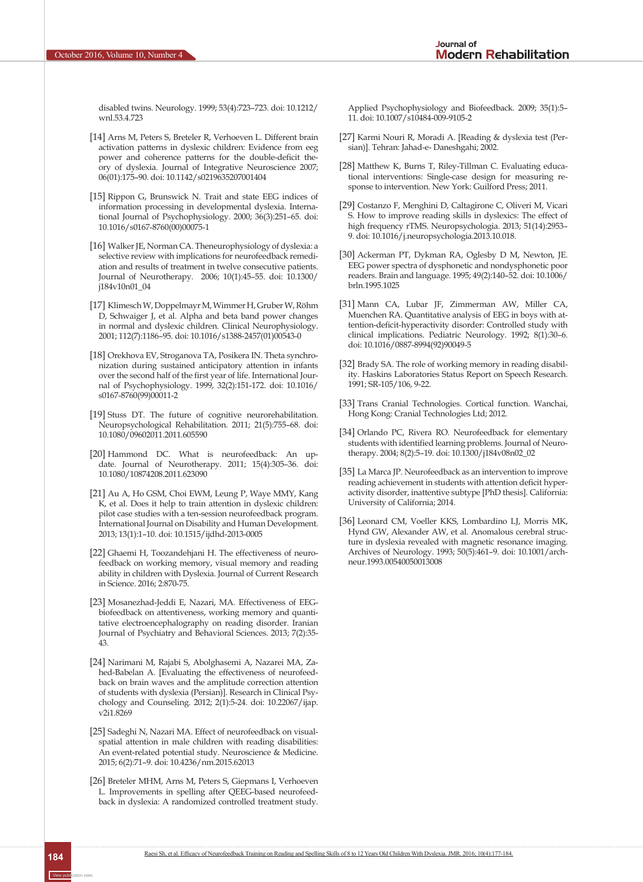disabled twins. Neurology. 1999; 53(4):723–723. doi: 10.1212/wnl.53.4.723

[14] Arns M, Peters S, Breteler R, Verhoeven L. Different brain activation patterns in dyslexic children: Evidence from eeg power and coherence patterns for the double-deficit theory of dyslexia. Journal of Integrative Neuroscience 2007; 06(01):175–90. doi: 10.1142/s0219635207001404

[15] Rippon G, Brunswick N. Trait and state EEG indices of information processing in developmental dyslexia. International Journal of Psychophysiology. 2000; 36(3):251–65. doi: 10.1016/s0167-8760(00)00075-1

[16] Walker JE, Norman CA. Theneurophysiology of dyslexia: a selective review with implications for neurofeedback remediation and results of treatment in twelve consecutive patients. Journal of Neurotherapy. 2006; 10(1):45–55. doi: 10.1300/j184v10n01_04

[17] Klimesch W, Doppelmayr M, Wimmer H, Gruber W, Röhm D, Schwaiger J, et al. Alpha and beta band power changes in normal and dyslexic children. Clinical Neurophysiology. 2001; 112(7):1186–95. doi: 10.1016/s1388-2457(01)00543-0

[18] Orekhova EV, Stroganova TA, Posikera IN. Theta synchronization during sustained anticipatory attention in infants over the second half of the first year of life. International Journal of Psychophysiology. 1999, 32(2):151-172. doi: 10.1016/s0167-8760(99)00011-2

[19] Stuss DT. The future of cognitive neurorehabilitation. Neuropsychological Rehabilitation. 2011; 21(5):755–68. doi: 10.1080/09602011.2011.605590

[20] Hammond DC. What is neurofeedback: An update. Journal of Neurotherapy. 2011; 15(4):305–36. doi: 10.1080/10874208.2011.623090

[21] Au A, Ho GSM, Choi EWM, Leung P, Waye MMY, Kang K, et al. Does it help to train attention in dyslexic children: pilot case studies with a ten-session neurofeedback program. International Journal on Disability and Human Development. 2013; 13(1):1–10. doi: 10.1515/ijdhd-2013-0005

[22] Ghaemi H, Toozandehjani H. The effectiveness of neurofeedback on working memory, visual memory and reading ability in children with Dyslexia. Journal of Current Research in Science. 2016; 2:870-75.

[23] Mosanezhad-Jeddi E, Nazari, MA. Effectiveness of EEG-biofeedback on attentiveness, working memory and quantitative electroencephalography on reading disorder. Iranian Journal of Psychiatry and Behavioral Sciences. 2013; 7(2):35-43.

[24] Narimani M, Rajabi S, Abolghasemi A, Nazarei MA, Zahed-Babelan A. [Evaluating the effectiveness of neurofeedback on brain waves and the amplitude correction attention of students with dyslexia (Persian)]. Research in Clinical Psychology and Counseling. 2012; 2(1):5-24. doi: 10.22067/ijap.v2i1.8269

[25] Sadeghi N, Nazari MA. Effect of neurofeedback on visual-spatial attention in male children with reading disabilities: An event-related potential study. Neuroscience & Medicine. 2015; 6(2):71–9. doi: 10.4236/nm.2015.62013

[26] Breteler MHM, Arns M, Peters S, Giepmans I, Verhoeven L. Improvements in spelling after QEEG-based neurofeedback in dyslexia: A randomized controlled treatment study. Applied Psychophysiology and Biofeedback. 2009; 35(1):5–11. doi: 10.1007/s10484-009-9105-2

[27] Karmi Nouri R, Moradi A. [Reading & dyslexia test (Persian)]. Tehran: Jahad-e- Daneshgahi; 2002.

[28] Matthew K, Burns T, Riley-Tillman C. Evaluating educational interventions: Single-case design for measuring response to intervention. New York: Guilford Press; 2011.

[29] Costanzo F, Menghini D, Caltagirone C, Oliveri M, Vicari S. How to improve reading skills in dyslexics: The effect of high frequency rTMS. Neuropsychologia. 2013; 51(14):2953–9. doi: 10.1016/j.neuropsychologia.2013.10.018.

[30] Ackerman PT, Dykman RA, Oglesby D M, Newton, JE. EEG power spectra of dysphonetic and nondysphonetic poor readers. Brain and language. 1995; 49(2):140–52. doi: 10.1006/brln.1995.1025

[31] Mann CA, Lubar JF, Zimmerman AW, Miller CA, Muenchen RA. Quantitative analysis of EEG in boys with attention-deficit-hyperactivity disorder: Controlled study with clinical implications. Pediatric Neurology. 1992; 8(1):30–6. doi: 10.1016/0887-8994(92)90049-5

[32] Brady SA. The role of working memory in reading disability. Haskins Laboratories Status Report on Speech Research. 1991; SR-105/106, 9-22.

[33] Trans Cranial Technologies. Cortical function. Wanchai, Hong Kong: Cranial Technologies Ltd; 2012.

[34] Orlando PC, Rivera RO. Neurofeedback for elementary students with identified learning problems. Journal of Neurotherapy. 2004; 8(2):5–19. doi: 10.1300/j184v08n02_02

[35] La Marca JP. Neurofeedback as an intervention to improve reading achievement in students with attention deficit hyperactivity disorder, inattentive subtype [PhD thesis]. California: University of California; 2014.

[36] Leonard CM, Voeller KKS, Lombardino LJ, Morris MK, Hynd GW, Alexander AW, et al. Anomalous cerebral structure in dyslexia revealed with magnetic resonance imaging. Archives of Neurology. 1993; 50(5):461–9. doi: 10.1001/archneur.1993.00540050013008